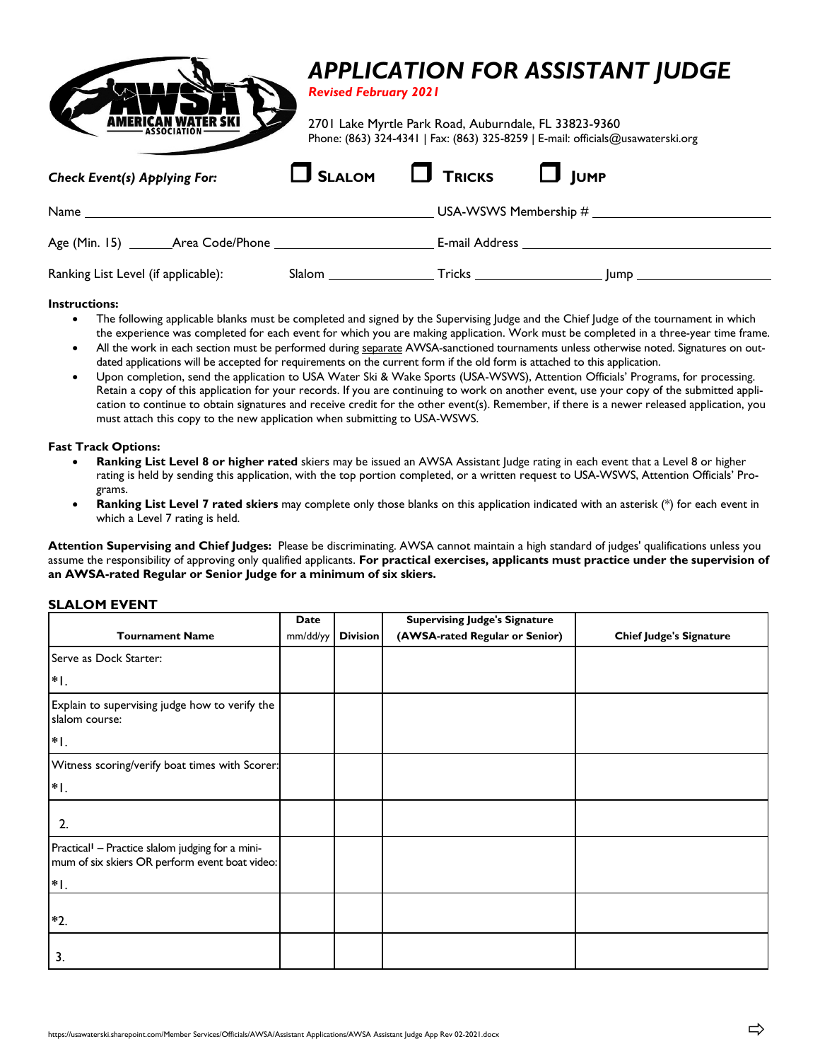# APPLICATION FOR ASSISTANT JUDGE

***Revised February 2021***

2701 Lake Myrtle Park Road, Auburndale, FL 33823-9360
Phone: (863) 324-4341 | Fax: (863) 325-8259 | E-mail: officials@usawaterski.org

***Check Event(s) Applying For:*** ☐ **SLALOM** ☐ **TRICKS** ☐ **JUMP**

Name ______________________________ USA-WSWS Membership # ____________________

Age (Min. 15) ______ Area Code/Phone ____________________ E-mail Address ______________________________

Ranking List Level (if applicable): Slalom ______________ Tricks ________________ Jump ________________

**Instructions:**

- The following applicable blanks must be completed and signed by the Supervising Judge and the Chief Judge of the tournament in which the experience was completed for each event for which you are making application. Work must be completed in a three-year time frame.
- All the work in each section must be performed during separate AWSA-sanctioned tournaments unless otherwise noted. Signatures on outdated applications will be accepted for requirements on the current form if the old form is attached to this application.
- Upon completion, send the application to USA Water Ski & Wake Sports (USA-WSWS), Attention Officials' Programs, for processing. Retain a copy of this application for your records. If you are continuing to work on another event, use your copy of the submitted application to continue to obtain signatures and receive credit for the other event(s). Remember, if there is a newer released application, you must attach this copy to the new application when submitting to USA-WSWS.

**Fast Track Options:**

- **Ranking List Level 8 or higher rated** skiers may be issued an AWSA Assistant Judge rating in each event that a Level 8 or higher rating is held by sending this application, with the top portion completed, or a written request to USA-WSWS, Attention Officials' Programs.
- **Ranking List Level 7 rated skiers** may complete only those blanks on this application indicated with an asterisk (*) for each event in which a Level 7 rating is held.

**Attention Supervising and Chief Judges:** Please be discriminating. AWSA cannot maintain a high standard of judges' qualifications unless you assume the responsibility of approving only qualified applicants. **For practical exercises, applicants must practice under the supervision of an AWSA-rated Regular or Senior Judge for a minimum of six skiers.**

## SLALOM EVENT

| Tournament Name | Date mm/dd/yy | Division | Supervising Judge's Signature (AWSA-rated Regular or Senior) | Chief Judge's Signature |
|---|---|---|---|---|
| Serve as Dock Starter:<br>*1. | | | | |
| Explain to supervising judge how to verify the slalom course:<br>*1. | | | | |
| Witness scoring/verify boat times with Scorer:<br>*1. | | | | |
| 2. | | | | |
| Practical[1] – Practice slalom judging for a minimum of six skiers OR perform event boat video:<br>*1. | | | | |
| *2. | | | | |
| 3. | | | | |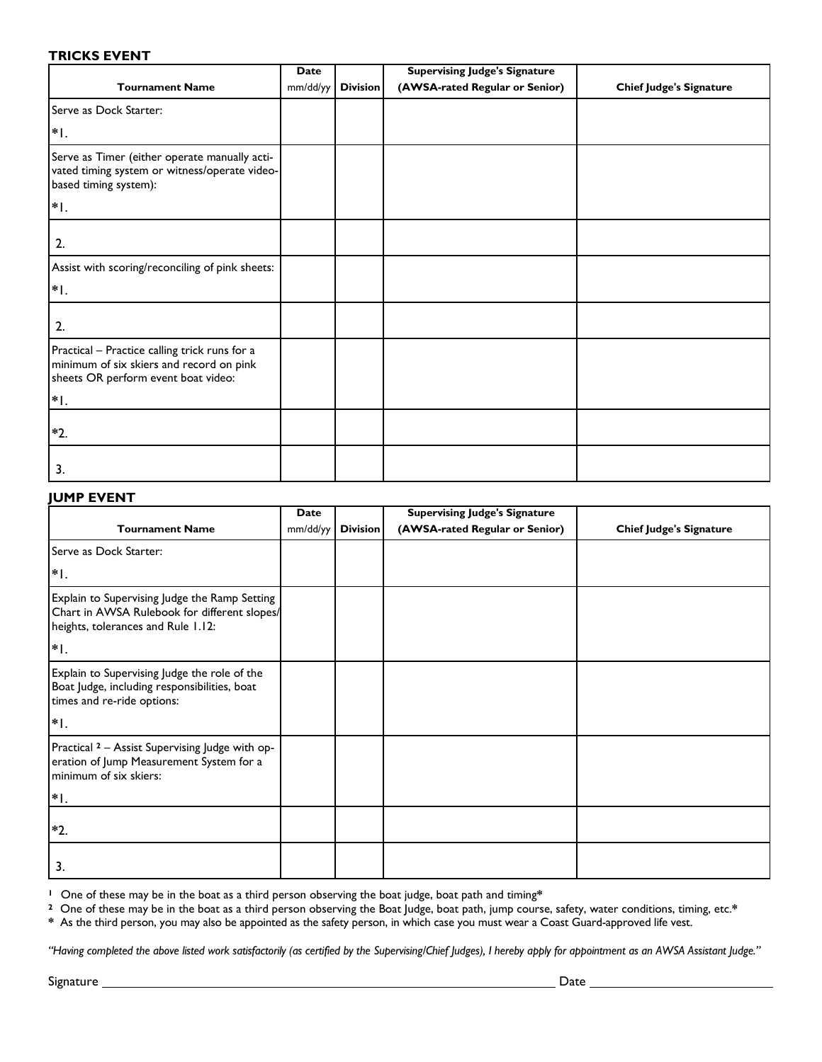### TRICKS EVENT

| Tournament Name | Date mm/dd/yy | Division | Supervising Judge's Signature (AWSA-rated Regular or Senior) | Chief Judge's Signature |
|---|---|---|---|---|
| Serve as Dock Starter: *1. | | | | |
| Serve as Timer (either operate manually activated timing system or witness/operate video-based timing system): *1. | | | | |
| 2. | | | | |
| Assist with scoring/reconciling of pink sheets: *1. | | | | |
| 2. | | | | |
| Practical – Practice calling trick runs for a minimum of six skiers and record on pink sheets OR perform event boat video: *1. | | | | |
| *2. | | | | |
| 3. | | | | |

### JUMP EVENT

| Tournament Name | Date mm/dd/yy | Division | Supervising Judge's Signature (AWSA-rated Regular or Senior) | Chief Judge's Signature |
|---|---|---|---|---|
| Serve as Dock Starter: *1. | | | | |
| Explain to Supervising Judge the Ramp Setting Chart in AWSA Rulebook for different slopes/heights, tolerances and Rule 1.12: *1. | | | | |
| Explain to Supervising Judge the role of the Boat Judge, including responsibilities, boat times and re-ride options: *1. | | | | |
| Practical [2] – Assist Supervising Judge with operation of Jump Measurement System for a minimum of six skiers: *1. | | | | |
| *2. | | | | |
| 3. | | | | |

[1] One of these may be in the boat as a third person observing the boat judge, boat path and timing*

[2] One of these may be in the boat as a third person observing the Boat Judge, boat path, jump course, safety, water conditions, timing, etc.*

\* As the third person, you may also be appointed as the safety person, in which case you must wear a Coast Guard-approved life vest.

*"Having completed the above listed work satisfactorily (as certified by the Supervising/Chief Judges), I hereby apply for appointment as an AWSA Assistant Judge."*

Signature ______________________________ Date ______________